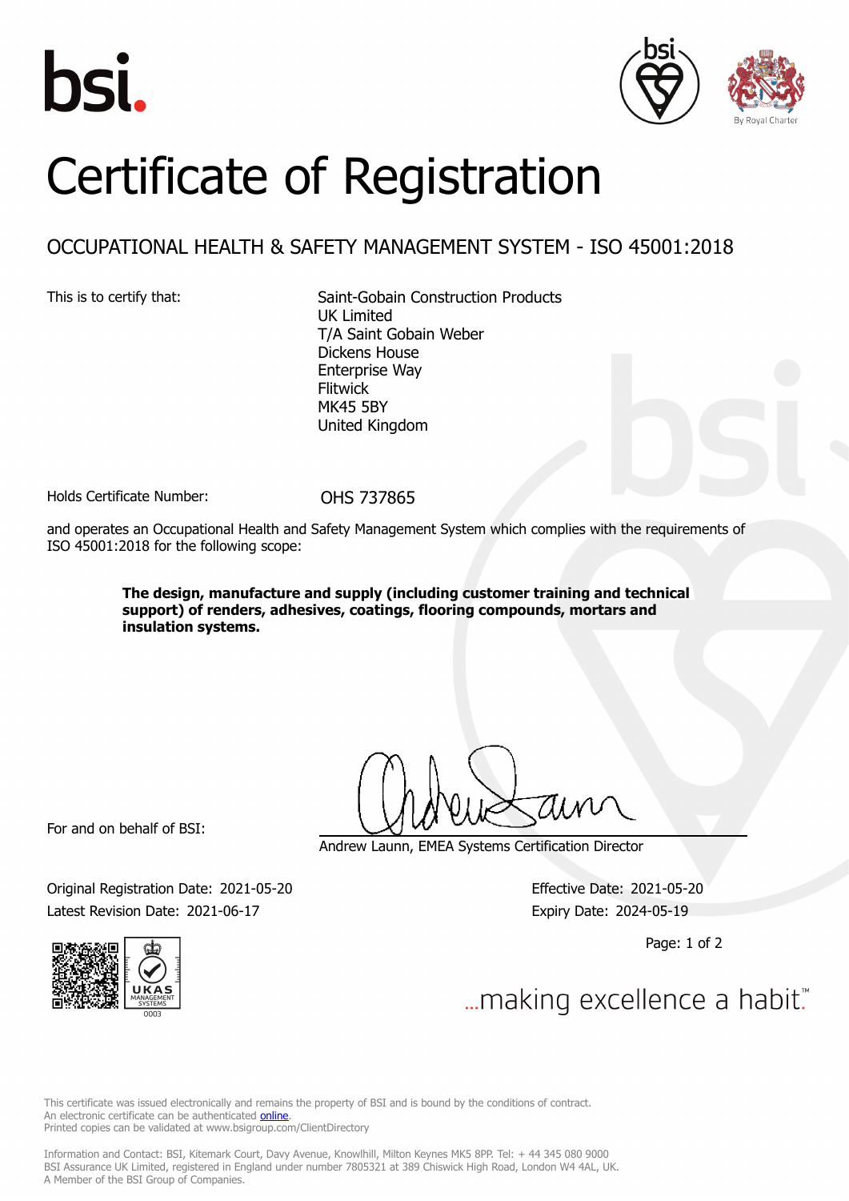bsi.

By Royal Charter

# Certificate of Registration

## OCCUPATIONAL HEALTH & SAFETY MANAGEMENT SYSTEM - ISO 45001:2018

This is to certify that:

Saint-Gobain Construction Products
UK Limited
T/A Saint Gobain Weber
Dickens House
Enterprise Way
Flitwick
MK45 5BY
United Kingdom

Holds Certificate Number: OHS 737865

and operates an Occupational Health and Safety Management System which complies with the requirements of ISO 45001:2018 for the following scope:

**The design, manufacture and supply (including customer training and technical support) of renders, adhesives, coatings, flooring compounds, mortars and insulation systems.**

For and on behalf of BSI:

Andrew Launn, EMEA Systems Certification Director

Original Registration Date: 2021-05-20

Latest Revision Date: 2021-06-17

Effective Date: 2021-05-20

Expiry Date: 2024-05-19

UKAS MANAGEMENT SYSTEMS 0003

...making excellence a habit.™

This certificate was issued electronically and remains the property of BSI and is bound by the conditions of contract.
An electronic certificate can be authenticated online.
Printed copies can be validated at www.bsigroup.com/ClientDirectory

Information and Contact: BSI, Kitemark Court, Davy Avenue, Knowlhill, Milton Keynes MK5 8PP. Tel: + 44 345 080 9000
BSI Assurance UK Limited, registered in England under number 7805321 at 389 Chiswick High Road, London W4 4AL, UK.
A Member of the BSI Group of Companies.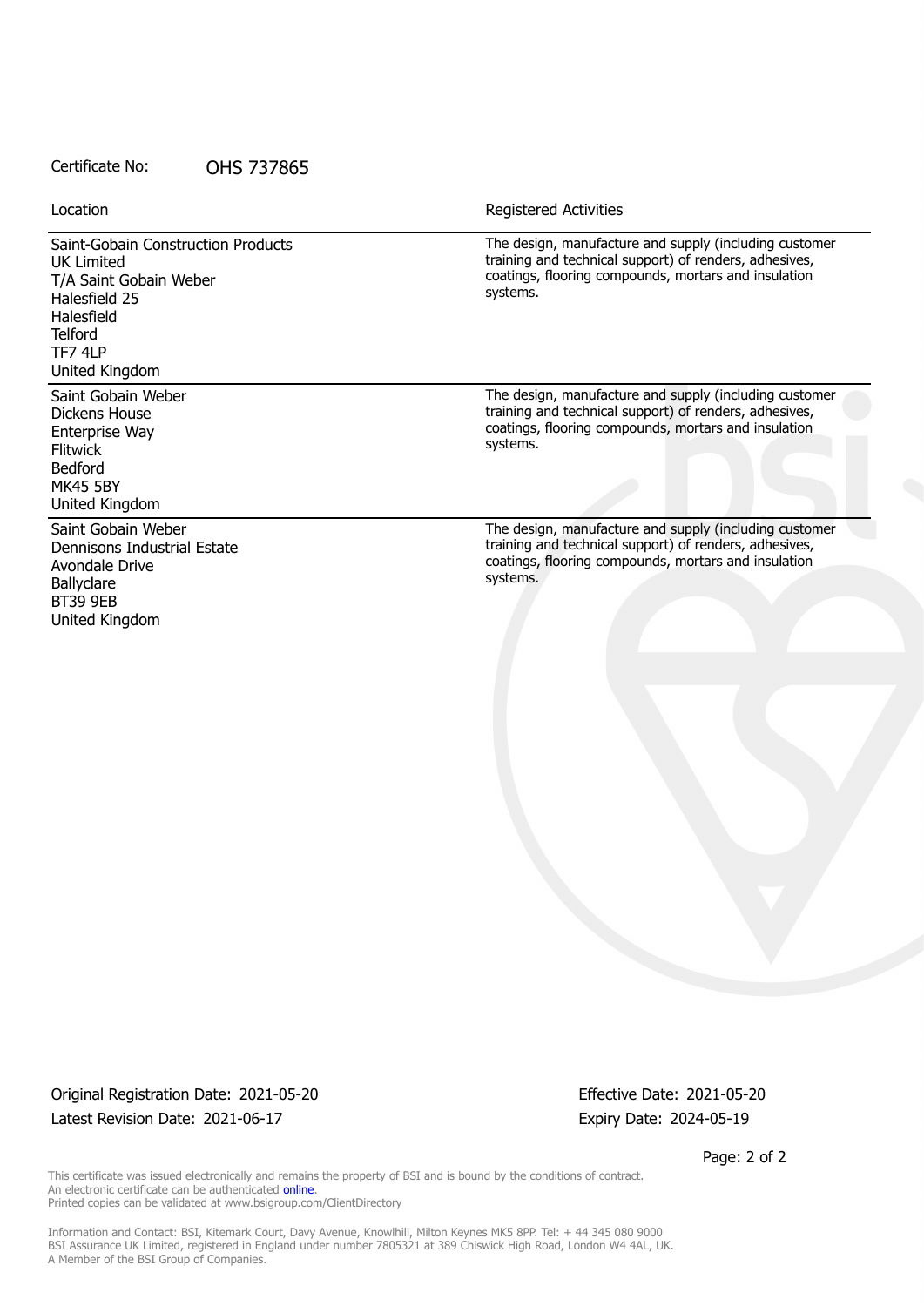Certificate No: OHS 737865

| Location | Registered Activities |
| --- | --- |
| Saint-Gobain Construction Products UK Limited<br>T/A Saint Gobain Weber<br>Halesfield 25<br>Halesfield<br>Telford<br>TF7 4LP<br>United Kingdom | The design, manufacture and supply (including customer training and technical support) of renders, adhesives, coatings, flooring compounds, mortars and insulation systems. |
| Saint Gobain Weber<br>Dickens House<br>Enterprise Way<br>Flitwick<br>Bedford<br>MK45 5BY<br>United Kingdom | The design, manufacture and supply (including customer training and technical support) of renders, adhesives, coatings, flooring compounds, mortars and insulation systems. |
| Saint Gobain Weber<br>Dennisons Industrial Estate<br>Avondale Drive<br>Ballyclare<br>BT39 9EB<br>United Kingdom | The design, manufacture and supply (including customer training and technical support) of renders, adhesives, coatings, flooring compounds, mortars and insulation systems. |

Original Registration Date: 2021-05-20

Latest Revision Date: 2021-06-17

Effective Date: 2021-05-20

Expiry Date: 2024-05-19

This certificate was issued electronically and remains the property of BSI and is bound by the conditions of contract.
An electronic certificate can be authenticated online.
Printed copies can be validated at www.bsigroup.com/ClientDirectory

Information and Contact: BSI, Kitemark Court, Davy Avenue, Knowlhill, Milton Keynes MK5 8PP. Tel: + 44 345 080 9000
BSI Assurance UK Limited, registered in England under number 7805321 at 389 Chiswick High Road, London W4 4AL, UK.
A Member of the BSI Group of Companies.